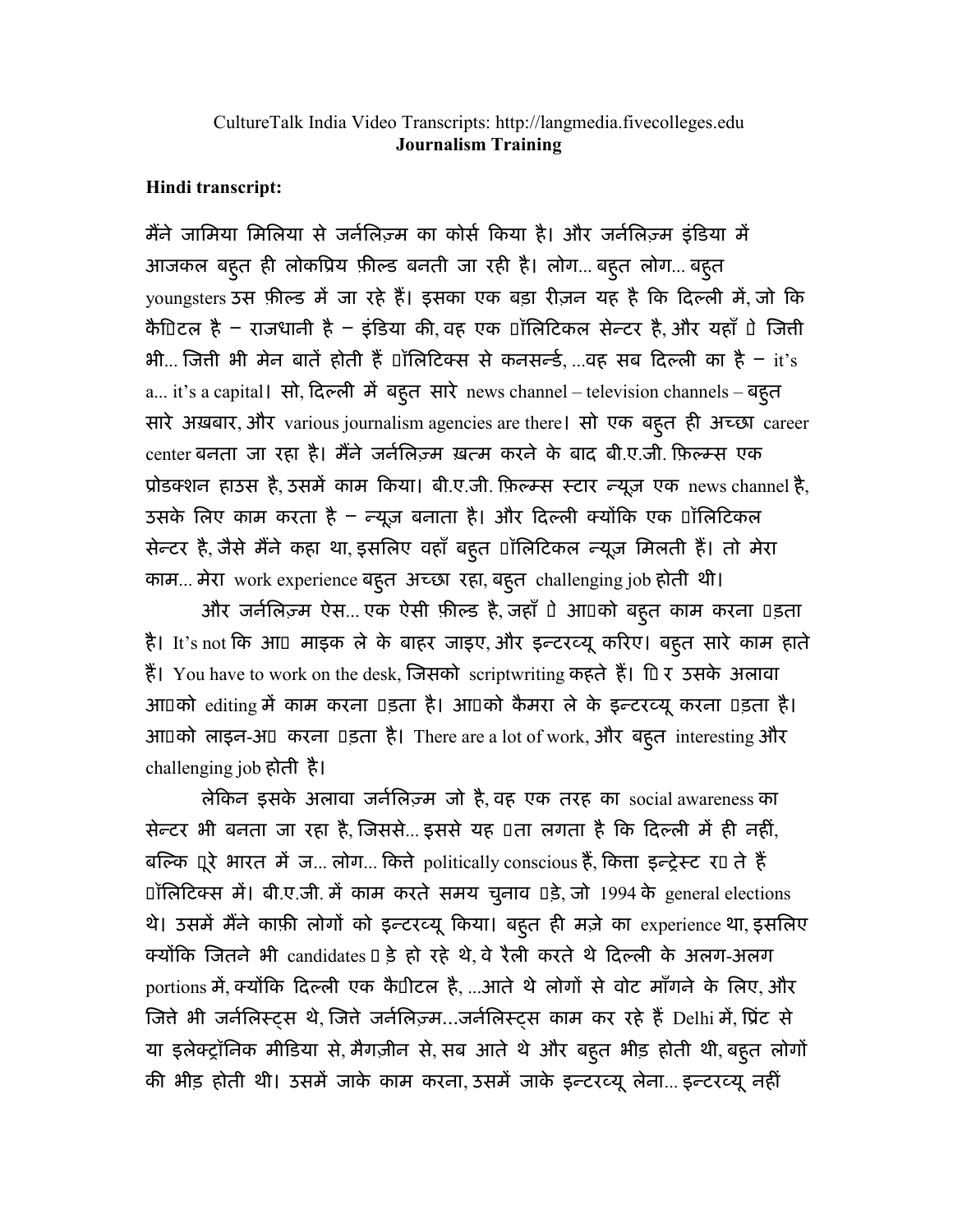CultureTalk India Video Transcripts: http://langmedia.fivecolleges.edu
**Journalism Training**

**Hindi transcript:**

मैंने जामिया मिलिया से जर्नलिज़्म का कोर्स किया है। और जर्नलिज़्म इंडिया में आजकल बहुत ही लोकप्रिय फ़ील्ड बनती जा रही है। लोग... बहुत लोग... बहुत youngsters उस फ़ील्ड में जा रहे हैं। इसका एक बड़ा रीज़न यह है कि दिल्ली में, जो कि कैपिटल है – राजधानी है – इंडिया की, वह एक पॉलिटिकल सेन्टर है, और यहाँ पे जित्ती भी... जित्ती भी मेन बातें होती हैं पॉलिटिक्स से कनसर्न्ड, ...वह सब दिल्ली का है – it's a... it's a capital। सो, दिल्ली में बहुत सारे news channel – television channels – बहुत सारे अख़बार, और various journalism agencies are there। सो एक बहुत ही अच्छा career center बनता जा रहा है। मैंने जर्नलिज़्म ख़त्म करने के बाद बी.ए.जी. फ़िल्म्स एक प्रोडक्शन हाउस है, उसमें काम किया। बी.ए.जी. फ़िल्म्स स्टार न्यूज़ एक news channel है, उसके लिए काम करता है – न्यूज़ बनाता है। और दिल्ली क्योंकि एक पॉलिटिकल सेन्टर है, जैसे मैंने कहा था, इसलिए वहाँ बहुत पॉलिटिकल न्यूज़ मिलती हैं। तो मेरा काम... मेरा work experience बहुत अच्छा रहा, बहुत challenging job होती थी।

और जर्नलिज़्म ऐस... एक ऐसी फ़ील्ड है, जहाँ पे आपको बहुत काम करना पड़ता है। It's not कि आप माइक ले के बाहर जाइए, और इन्टरव्यू करिए। बहुत सारे काम हाते हैं। You have to work on the desk, जिसको scriptwriting कहते हैं। फिर उसके अलावा आपको editing में काम करना पड़ता है। आपको कैमरा ले के इन्टरव्यू करना पड़ता है। आपको लाइन-अप करना पड़ता है। There are a lot of work, और बहुत interesting और challenging job होती है।

लेकिन इसके अलावा जर्नलिज़्म जो है, वह एक तरह का social awareness का सेन्टर भी बनता जा रहा है, जिससे... इससे यह पता लगता है कि दिल्ली में ही नहीं, बल्कि पूरे भारत में ज... लोग... कित्ते politically conscious हैं, कित्ता इन्ट्रेस्ट रखते हैं पॉलिटिक्स में। बी.ए.जी. में काम करते समय चुनाव पड़े, जो 1994 के general elections थे। उसमें मैंने काफ़ी लोगों को इन्टरव्यू किया। बहुत ही मज़े का experience था, इसलिए क्योंकि जितने भी candidates खड़े हो रहे थे, वे रैली करते थे दिल्ली के अलग-अलग portions में, क्योंकि दिल्ली एक कैपिटल है, ...आते थे लोगों से वोट माँगने के लिए, और जित्ते भी जर्नलिस्ट्स थे, जित्ते जर्नलिज़्म...जर्नलिस्ट्स काम कर रहे हैं Delhi में, प्रिंट से या इलेक्ट्रॉनिक मीडिया से, मैगज़ीन से, सब आते थे और बहुत भीड़ होती थी, बहुत लोगों की भीड़ होती थी। उसमें जाके काम करना, उसमें जाके इन्टरव्यू लेना... इन्टरव्यू नहीं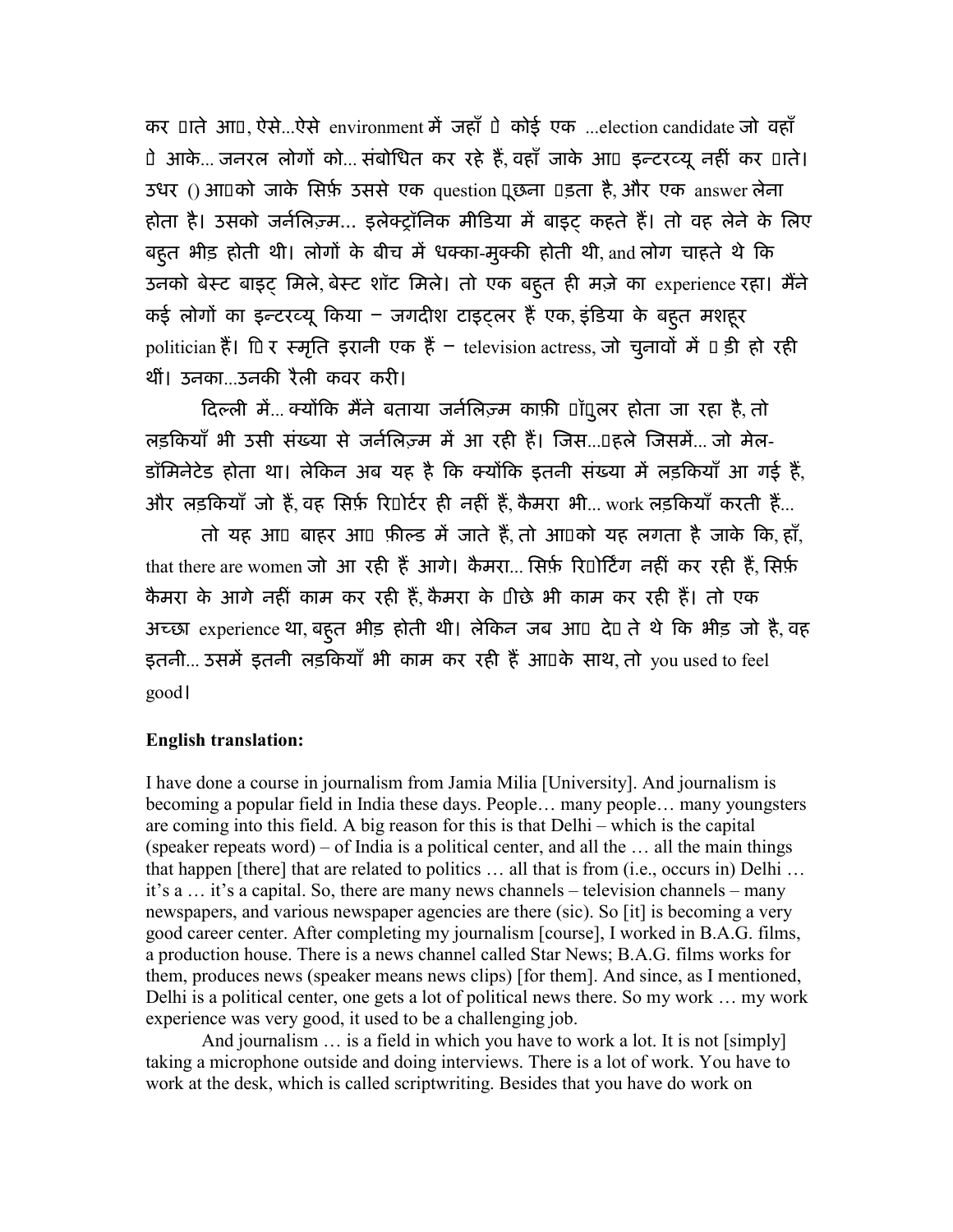कर पाते आप, ऐसे...ऐसे environment में जहाँ प कोई एक ...election candidate जो वहाँ प आके... जनरल लोगों को... संबोधित कर रहे हैं, वहाँ जाके आप इन्टरव्यू नहीं कर पाते। उधर () आपको जाके सिर्फ़ उससे एक question पूछना पड़ता है, और एक answer लेना होता है। उसको जर्नलिज़्म... इलेक्ट्रॉनिक मीडिया में बाइट् कहते हैं। तो वह लेने के लिए बहुत भीड़ होती थी। लोगों के बीच में धक्का-मुक्की होती थी, and लोग चाहते थे कि उनको बेस्ट बाइट् मिले, बेस्ट शॉट मिले। तो एक बहुत ही मज़े का experience रहा। मैंने कई लोगों का इन्टरव्यू किया – जगदीश टाइट्लर हैं एक, इंडिया के बहुत मशहूर politician हैं। फिर स्मृति इरानी एक हैं – television actress, जो चुनावों में खड़ी हो रही थीं। उनका...उनकी रैली कवर करी।

दिल्ली में... क्योंकि मैंने बताया जर्नलिज़्म काफ़ी पॉपुलर होता जा रहा है, तो लड़कियाँ भी उसी संख्या से जर्नलिज़्म में आ रही हैं। जिस...पहले जिसमें... जो मेल-डॉमिनेटेड होता था। लेकिन अब यह है कि क्योंकि इतनी संख्या में लड़कियाँ आ गई हैं, और लड़कियाँ जो हैं, वह सिर्फ़ रिपोर्टर ही नहीं हैं, कैमरा भी... work लड़कियाँ करती हैं...

तो यह आप बाहर आप फ़ील्ड में जाते हैं, तो आपको यह लगता है जाके कि, हाँ, that there are women जो आ रही हैं आगे। कैमरा... सिर्फ़ रिपोर्टिंग नहीं कर रही हैं, सिर्फ़ कैमरा के आगे नहीं काम कर रही हैं, कैमरा के पीछे भी काम कर रही हैं। तो एक अच्छा experience था, बहुत भीड़ होती थी। लेकिन जब आप देखते थे कि भीड़ जो है, वह इतनी... उसमें इतनी लड़कियाँ भी काम कर रही हैं आपके साथ, तो you used to feel good।

**English translation:**

I have done a course in journalism from Jamia Milia [University]. And journalism is becoming a popular field in India these days. People… many people… many youngsters are coming into this field. A big reason for this is that Delhi – which is the capital (speaker repeats word) – of India is a political center, and all the … all the main things that happen [there] that are related to politics … all that is from (i.e., occurs in) Delhi … it's a … it's a capital. So, there are many news channels – television channels – many newspapers, and various newspaper agencies are there (sic). So [it] is becoming a very good career center. After completing my journalism [course], I worked in B.A.G. films, a production house. There is a news channel called Star News; B.A.G. films works for them, produces news (speaker means news clips) [for them]. And since, as I mentioned, Delhi is a political center, one gets a lot of political news there. So my work … my work experience was very good, it used to be a challenging job.

And journalism … is a field in which you have to work a lot. It is not [simply] taking a microphone outside and doing interviews. There is a lot of work. You have to work at the desk, which is called scriptwriting. Besides that you have do work on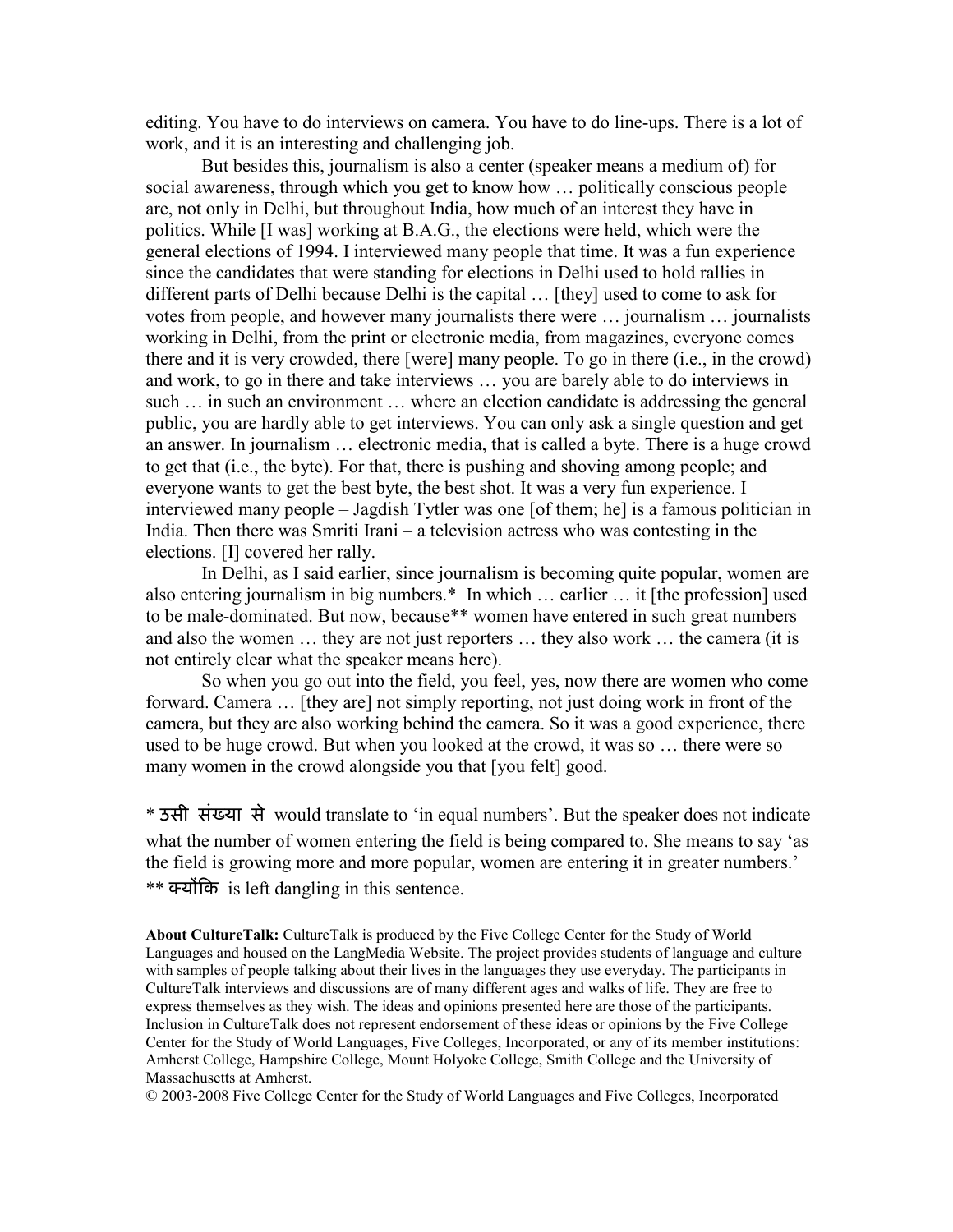editing. You have to do interviews on camera. You have to do line-ups. There is a lot of work, and it is an interesting and challenging job.

But besides this, journalism is also a center (speaker means a medium of) for social awareness, through which you get to know how … politically conscious people are, not only in Delhi, but throughout India, how much of an interest they have in politics. While [I was] working at B.A.G., the elections were held, which were the general elections of 1994. I interviewed many people that time. It was a fun experience since the candidates that were standing for elections in Delhi used to hold rallies in different parts of Delhi because Delhi is the capital … [they] used to come to ask for votes from people, and however many journalists there were … journalism … journalists working in Delhi, from the print or electronic media, from magazines, everyone comes there and it is very crowded, there [were] many people. To go in there (i.e., in the crowd) and work, to go in there and take interviews … you are barely able to do interviews in such … in such an environment … where an election candidate is addressing the general public, you are hardly able to get interviews. You can only ask a single question and get an answer. In journalism … electronic media, that is called a byte. There is a huge crowd to get that (i.e., the byte). For that, there is pushing and shoving among people; and everyone wants to get the best byte, the best shot. It was a very fun experience. I interviewed many people – Jagdish Tytler was one [of them; he] is a famous politician in India. Then there was Smriti Irani – a television actress who was contesting in the elections. [I] covered her rally.

In Delhi, as I said earlier, since journalism is becoming quite popular, women are also entering journalism in big numbers.* In which … earlier … it [the profession] used to be male-dominated. But now, because** women have entered in such great numbers and also the women … they are not just reporters … they also work … the camera (it is not entirely clear what the speaker means here).

So when you go out into the field, you feel, yes, now there are women who come forward. Camera … [they are] not simply reporting, not just doing work in front of the camera, but they are also working behind the camera. So it was a good experience, there used to be huge crowd. But when you looked at the crowd, it was so … there were so many women in the crowd alongside you that [you felt] good.

* उसी संख्या से would translate to 'in equal numbers'. But the speaker does not indicate what the number of women entering the field is being compared to. She means to say 'as the field is growing more and more popular, women are entering it in greater numbers.'
** क्योंकि is left dangling in this sentence.

**About CultureTalk:** CultureTalk is produced by the Five College Center for the Study of World Languages and housed on the LangMedia Website. The project provides students of language and culture with samples of people talking about their lives in the languages they use everyday. The participants in CultureTalk interviews and discussions are of many different ages and walks of life. They are free to express themselves as they wish. The ideas and opinions presented here are those of the participants. Inclusion in CultureTalk does not represent endorsement of these ideas or opinions by the Five College Center for the Study of World Languages, Five Colleges, Incorporated, or any of its member institutions: Amherst College, Hampshire College, Mount Holyoke College, Smith College and the University of Massachusetts at Amherst.

© 2003-2008 Five College Center for the Study of World Languages and Five Colleges, Incorporated